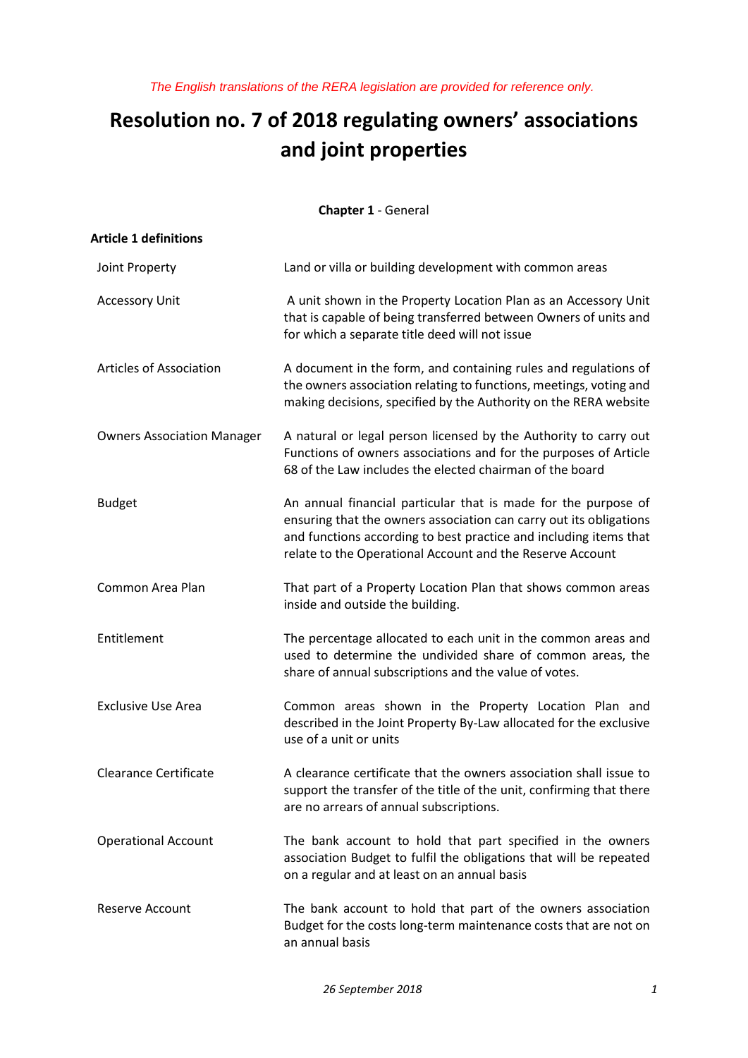*The English translations of the RERA legislation are provided for reference only.*

# Resolution no. 7 of 2018 regulating owners' associations and joint properties

**Chapter 1** - General

**Article 1 definitions**

| | |
|---|---|
| Joint Property | Land or villa or building development with common areas |
| Accessory Unit | A unit shown in the Property Location Plan as an Accessory Unit that is capable of being transferred between Owners of units and for which a separate title deed will not issue |
| Articles of Association | A document in the form, and containing rules and regulations of the owners association relating to functions, meetings, voting and making decisions, specified by the Authority on the RERA website |
| Owners Association Manager | A natural or legal person licensed by the Authority to carry out Functions of owners associations and for the purposes of Article 68 of the Law includes the elected chairman of the board |
| Budget | An annual financial particular that is made for the purpose of ensuring that the owners association can carry out its obligations and functions according to best practice and including items that relate to the Operational Account and the Reserve Account |
| Common Area Plan | That part of a Property Location Plan that shows common areas inside and outside the building. |
| Entitlement | The percentage allocated to each unit in the common areas and used to determine the undivided share of common areas, the share of annual subscriptions and the value of votes. |
| Exclusive Use Area | Common areas shown in the Property Location Plan and described in the Joint Property By-Law allocated for the exclusive use of a unit or units |
| Clearance Certificate | A clearance certificate that the owners association shall issue to support the transfer of the title of the unit, confirming that there are no arrears of annual subscriptions. |
| Operational Account | The bank account to hold that part specified in the owners association Budget to fulfil the obligations that will be repeated on a regular and at least on an annual basis |
| Reserve Account | The bank account to hold that part of the owners association Budget for the costs long-term maintenance costs that are not on an annual basis |

*26 September 2018*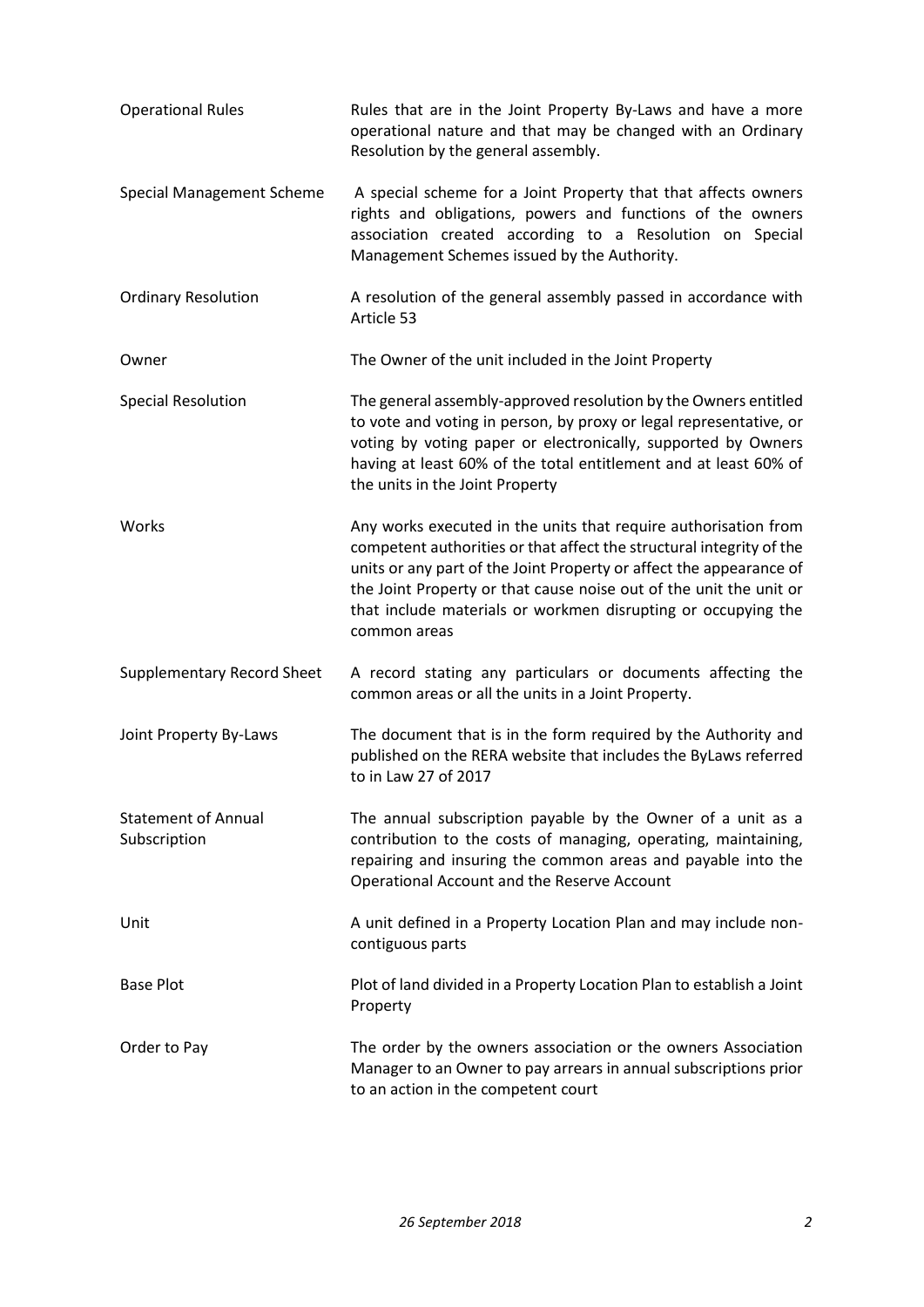| | |
|---|---|
| Operational Rules | Rules that are in the Joint Property By-Laws and have a more operational nature and that may be changed with an Ordinary Resolution by the general assembly. |
| Special Management Scheme | A special scheme for a Joint Property that that affects owners rights and obligations, powers and functions of the owners association created according to a Resolution on Special Management Schemes issued by the Authority. |
| Ordinary Resolution | A resolution of the general assembly passed in accordance with Article 53 |
| Owner | The Owner of the unit included in the Joint Property |
| Special Resolution | The general assembly-approved resolution by the Owners entitled to vote and voting in person, by proxy or legal representative, or voting by voting paper or electronically, supported by Owners having at least 60% of the total entitlement and at least 60% of the units in the Joint Property |
| Works | Any works executed in the units that require authorisation from competent authorities or that affect the structural integrity of the units or any part of the Joint Property or affect the appearance of the Joint Property or that cause noise out of the unit the unit or that include materials or workmen disrupting or occupying the common areas |
| Supplementary Record Sheet | A record stating any particulars or documents affecting the common areas or all the units in a Joint Property. |
| Joint Property By-Laws | The document that is in the form required by the Authority and published on the RERA website that includes the ByLaws referred to in Law 27 of 2017 |
| Statement of Annual Subscription | The annual subscription payable by the Owner of a unit as a contribution to the costs of managing, operating, maintaining, repairing and insuring the common areas and payable into the Operational Account and the Reserve Account |
| Unit | A unit defined in a Property Location Plan and may include non-contiguous parts |
| Base Plot | Plot of land divided in a Property Location Plan to establish a Joint Property |
| Order to Pay | The order by the owners association or the owners Association Manager to an Owner to pay arrears in annual subscriptions prior to an action in the competent court |

*26 September 2018*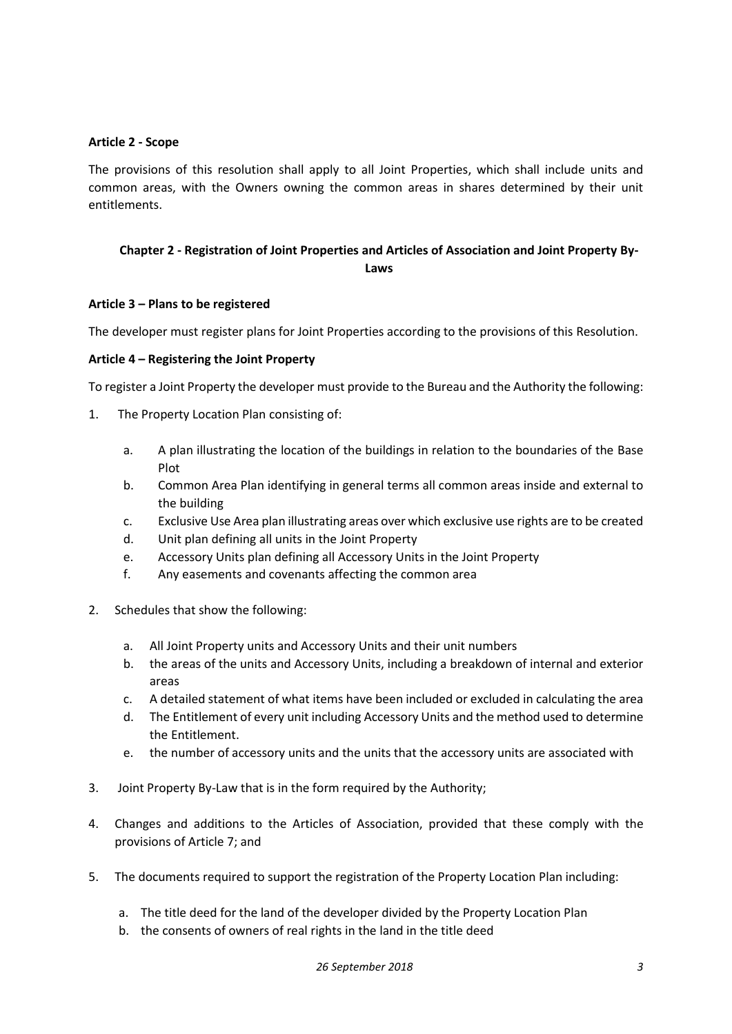**Article 2 - Scope**

The provisions of this resolution shall apply to all Joint Properties, which shall include units and common areas, with the Owners owning the common areas in shares determined by their unit entitlements.

## Chapter 2 - Registration of Joint Properties and Articles of Association and Joint Property By-Laws

**Article 3 – Plans to be registered**

The developer must register plans for Joint Properties according to the provisions of this Resolution.

**Article 4 – Registering the Joint Property**

To register a Joint Property the developer must provide to the Bureau and the Authority the following:

1. The Property Location Plan consisting of:

    a. A plan illustrating the location of the buildings in relation to the boundaries of the Base Plot
    b. Common Area Plan identifying in general terms all common areas inside and external to the building
    c. Exclusive Use Area plan illustrating areas over which exclusive use rights are to be created
    d. Unit plan defining all units in the Joint Property
    e. Accessory Units plan defining all Accessory Units in the Joint Property
    f. Any easements and covenants affecting the common area

2. Schedules that show the following:

    a. All Joint Property units and Accessory Units and their unit numbers
    b. the areas of the units and Accessory Units, including a breakdown of internal and exterior areas
    c. A detailed statement of what items have been included or excluded in calculating the area
    d. The Entitlement of every unit including Accessory Units and the method used to determine the Entitlement.
    e. the number of accessory units and the units that the accessory units are associated with

3. Joint Property By-Law that is in the form required by the Authority;

4. Changes and additions to the Articles of Association, provided that these comply with the provisions of Article 7; and

5. The documents required to support the registration of the Property Location Plan including:

    a. The title deed for the land of the developer divided by the Property Location Plan
    b. the consents of owners of real rights in the land in the title deed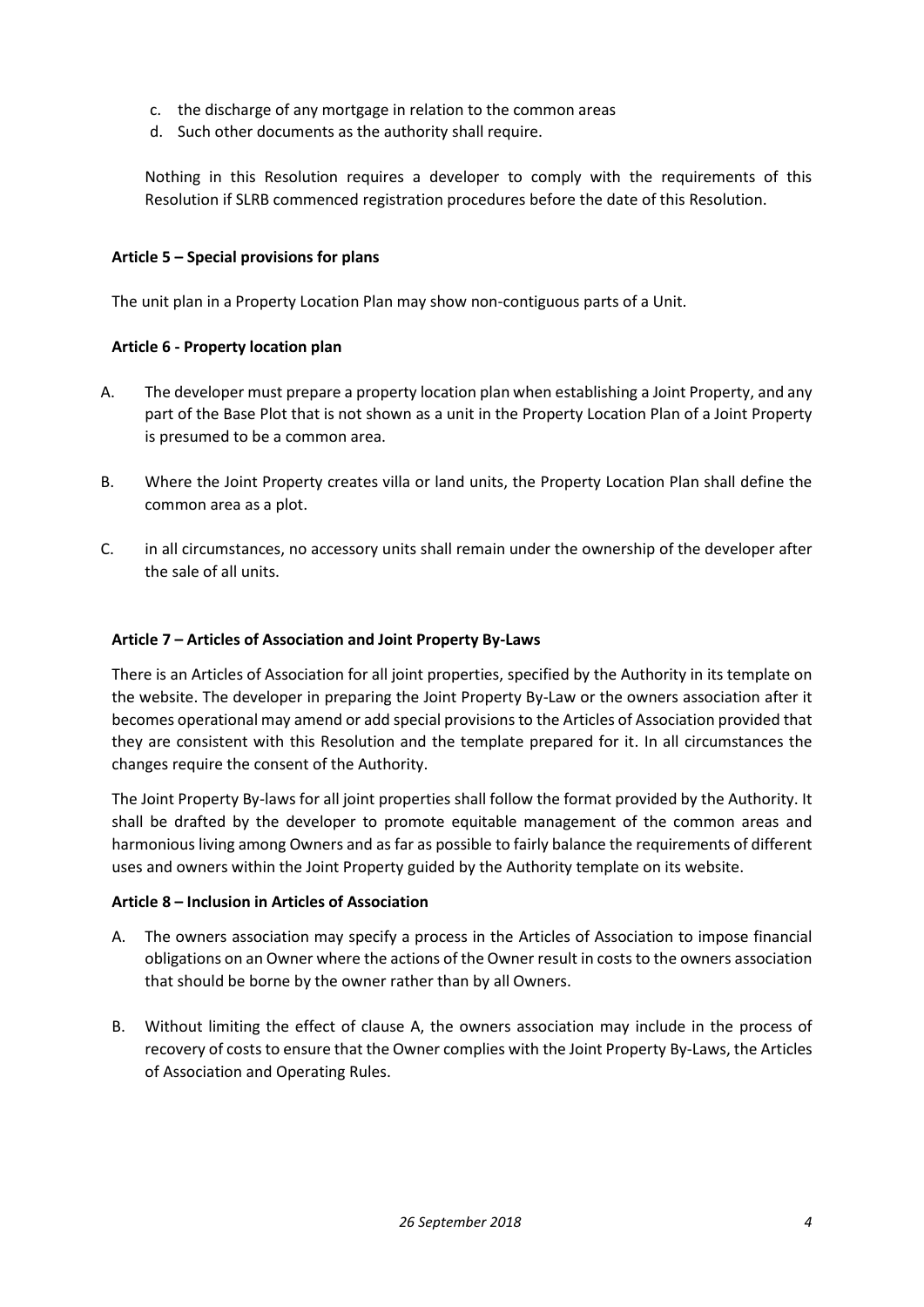c. the discharge of any mortgage in relation to the common areas
d. Such other documents as the authority shall require.

Nothing in this Resolution requires a developer to comply with the requirements of this Resolution if SLRB commenced registration procedures before the date of this Resolution.

**Article 5 – Special provisions for plans**

The unit plan in a Property Location Plan may show non-contiguous parts of a Unit.

**Article 6 - Property location plan**

A. The developer must prepare a property location plan when establishing a Joint Property, and any part of the Base Plot that is not shown as a unit in the Property Location Plan of a Joint Property is presumed to be a common area.

B. Where the Joint Property creates villa or land units, the Property Location Plan shall define the common area as a plot.

C. in all circumstances, no accessory units shall remain under the ownership of the developer after the sale of all units.

**Article 7 – Articles of Association and Joint Property By-Laws**

There is an Articles of Association for all joint properties, specified by the Authority in its template on the website. The developer in preparing the Joint Property By-Law or the owners association after it becomes operational may amend or add special provisions to the Articles of Association provided that they are consistent with this Resolution and the template prepared for it. In all circumstances the changes require the consent of the Authority.

The Joint Property By-laws for all joint properties shall follow the format provided by the Authority. It shall be drafted by the developer to promote equitable management of the common areas and harmonious living among Owners and as far as possible to fairly balance the requirements of different uses and owners within the Joint Property guided by the Authority template on its website.

**Article 8 – Inclusion in Articles of Association**

A. The owners association may specify a process in the Articles of Association to impose financial obligations on an Owner where the actions of the Owner result in costs to the owners association that should be borne by the owner rather than by all Owners.

B. Without limiting the effect of clause A, the owners association may include in the process of recovery of costs to ensure that the Owner complies with the Joint Property By-Laws, the Articles of Association and Operating Rules.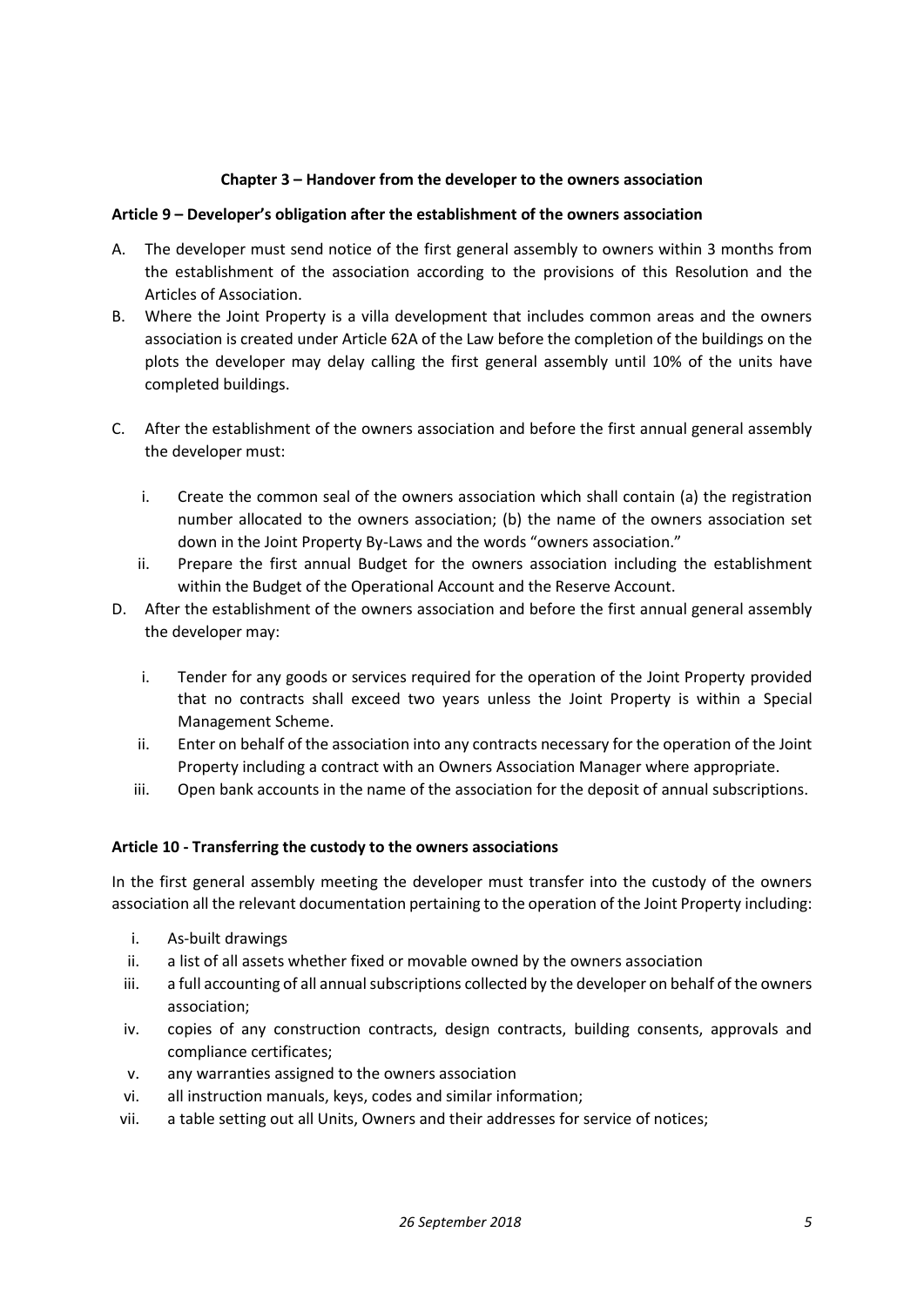### Chapter 3 – Handover from the developer to the owners association

**Article 9 – Developer's obligation after the establishment of the owners association**

A. The developer must send notice of the first general assembly to owners within 3 months from the establishment of the association according to the provisions of this Resolution and the Articles of Association.

B. Where the Joint Property is a villa development that includes common areas and the owners association is created under Article 62A of the Law before the completion of the buildings on the plots the developer may delay calling the first general assembly until 10% of the units have completed buildings.

C. After the establishment of the owners association and before the first annual general assembly the developer must:

   i. Create the common seal of the owners association which shall contain (a) the registration number allocated to the owners association; (b) the name of the owners association set down in the Joint Property By-Laws and the words "owners association."

   ii. Prepare the first annual Budget for the owners association including the establishment within the Budget of the Operational Account and the Reserve Account.

D. After the establishment of the owners association and before the first annual general assembly the developer may:

   i. Tender for any goods or services required for the operation of the Joint Property provided that no contracts shall exceed two years unless the Joint Property is within a Special Management Scheme.

   ii. Enter on behalf of the association into any contracts necessary for the operation of the Joint Property including a contract with an Owners Association Manager where appropriate.

   iii. Open bank accounts in the name of the association for the deposit of annual subscriptions.

**Article 10 - Transferring the custody to the owners associations**

In the first general assembly meeting the developer must transfer into the custody of the owners association all the relevant documentation pertaining to the operation of the Joint Property including:

i. As-built drawings
ii. a list of all assets whether fixed or movable owned by the owners association
iii. a full accounting of all annual subscriptions collected by the developer on behalf of the owners association;
iv. copies of any construction contracts, design contracts, building consents, approvals and compliance certificates;
v. any warranties assigned to the owners association
vi. all instruction manuals, keys, codes and similar information;
vii. a table setting out all Units, Owners and their addresses for service of notices;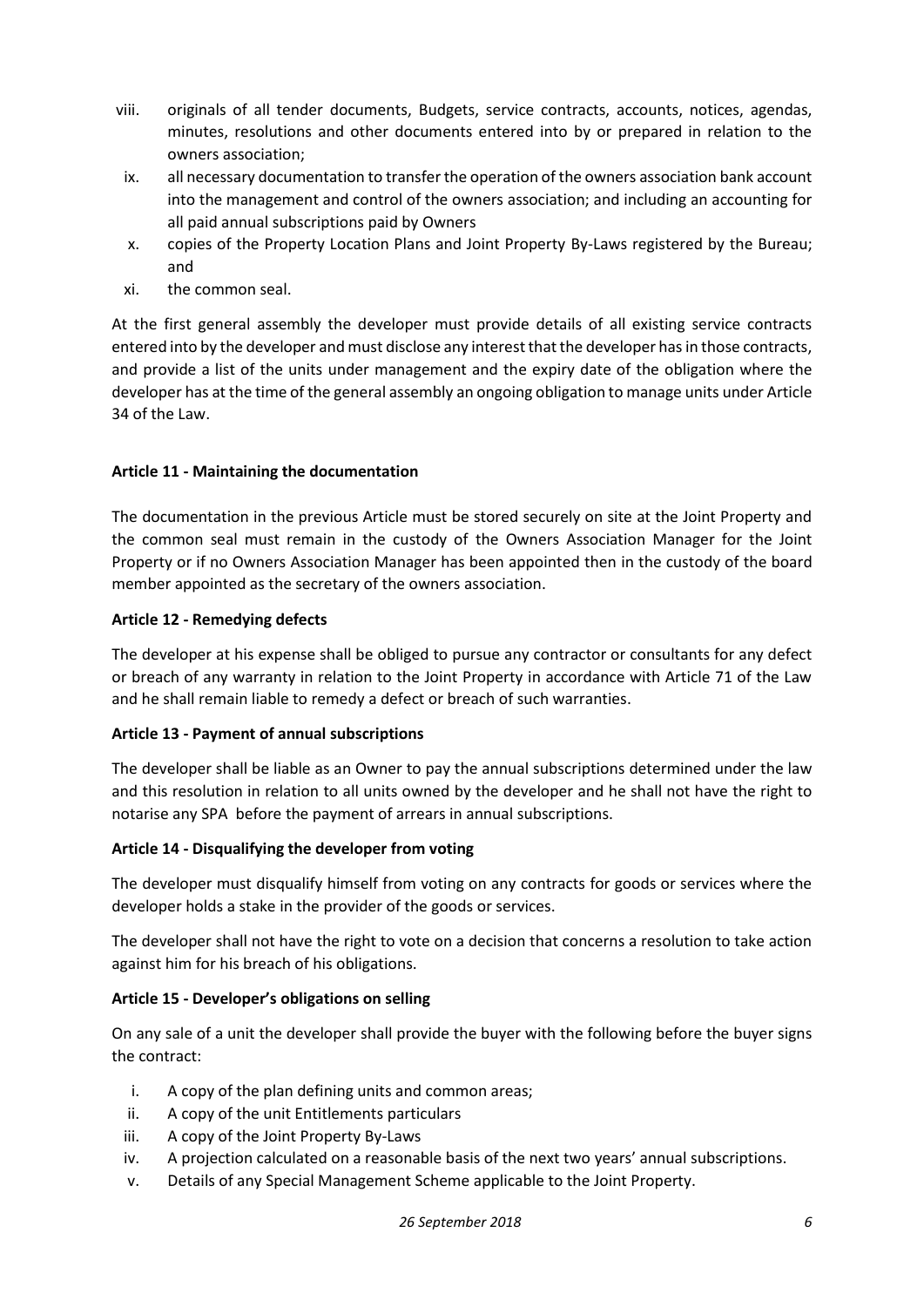viii. originals of all tender documents, Budgets, service contracts, accounts, notices, agendas, minutes, resolutions and other documents entered into by or prepared in relation to the owners association;

ix. all necessary documentation to transfer the operation of the owners association bank account into the management and control of the owners association; and including an accounting for all paid annual subscriptions paid by Owners

x. copies of the Property Location Plans and Joint Property By-Laws registered by the Bureau; and

xi. the common seal.

At the first general assembly the developer must provide details of all existing service contracts entered into by the developer and must disclose any interest that the developer has in those contracts, and provide a list of the units under management and the expiry date of the obligation where the developer has at the time of the general assembly an ongoing obligation to manage units under Article 34 of the Law.

### Article 11 - Maintaining the documentation

The documentation in the previous Article must be stored securely on site at the Joint Property and the common seal must remain in the custody of the Owners Association Manager for the Joint Property or if no Owners Association Manager has been appointed then in the custody of the board member appointed as the secretary of the owners association.

### Article 12 - Remedying defects

The developer at his expense shall be obliged to pursue any contractor or consultants for any defect or breach of any warranty in relation to the Joint Property in accordance with Article 71 of the Law and he shall remain liable to remedy a defect or breach of such warranties.

### Article 13 - Payment of annual subscriptions

The developer shall be liable as an Owner to pay the annual subscriptions determined under the law and this resolution in relation to all units owned by the developer and he shall not have the right to notarise any SPA before the payment of arrears in annual subscriptions.

### Article 14 - Disqualifying the developer from voting

The developer must disqualify himself from voting on any contracts for goods or services where the developer holds a stake in the provider of the goods or services.

The developer shall not have the right to vote on a decision that concerns a resolution to take action against him for his breach of his obligations.

### Article 15 - Developer's obligations on selling

On any sale of a unit the developer shall provide the buyer with the following before the buyer signs the contract:

i. A copy of the plan defining units and common areas;
ii. A copy of the unit Entitlements particulars
iii. A copy of the Joint Property By-Laws
iv. A projection calculated on a reasonable basis of the next two years' annual subscriptions.
v. Details of any Special Management Scheme applicable to the Joint Property.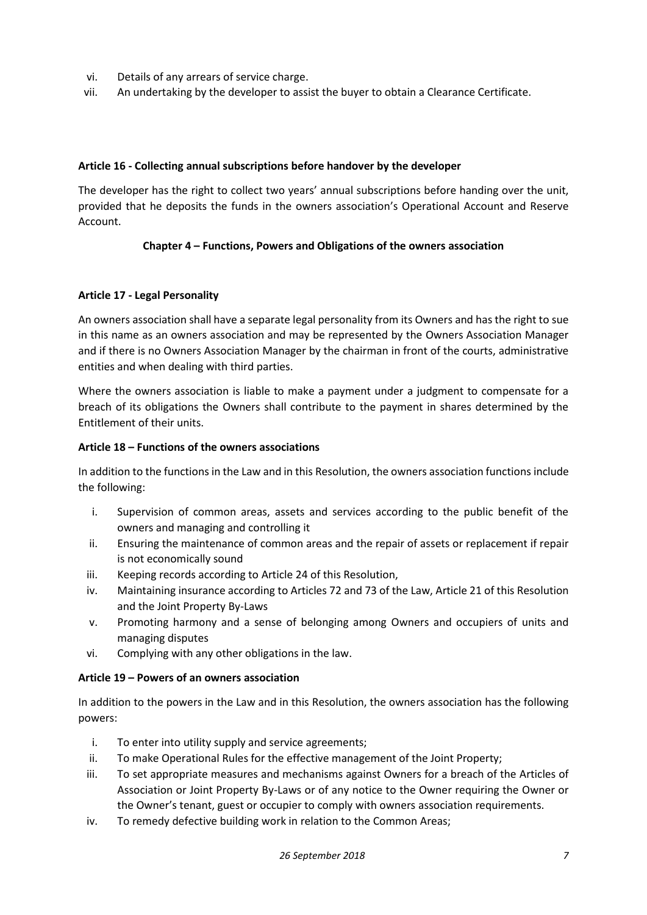vi. Details of any arrears of service charge.
vii. An undertaking by the developer to assist the buyer to obtain a Clearance Certificate.

**Article 16 - Collecting annual subscriptions before handover by the developer**

The developer has the right to collect two years' annual subscriptions before handing over the unit, provided that he deposits the funds in the owners association's Operational Account and Reserve Account.

## Chapter 4 – Functions, Powers and Obligations of the owners association

**Article 17 - Legal Personality**

An owners association shall have a separate legal personality from its Owners and has the right to sue in this name as an owners association and may be represented by the Owners Association Manager and if there is no Owners Association Manager by the chairman in front of the courts, administrative entities and when dealing with third parties.

Where the owners association is liable to make a payment under a judgment to compensate for a breach of its obligations the Owners shall contribute to the payment in shares determined by the Entitlement of their units.

**Article 18 – Functions of the owners associations**

In addition to the functions in the Law and in this Resolution, the owners association functions include the following:

i. Supervision of common areas, assets and services according to the public benefit of the owners and managing and controlling it
ii. Ensuring the maintenance of common areas and the repair of assets or replacement if repair is not economically sound
iii. Keeping records according to Article 24 of this Resolution,
iv. Maintaining insurance according to Articles 72 and 73 of the Law, Article 21 of this Resolution and the Joint Property By-Laws
v. Promoting harmony and a sense of belonging among Owners and occupiers of units and managing disputes
vi. Complying with any other obligations in the law.

**Article 19 – Powers of an owners association**

In addition to the powers in the Law and in this Resolution, the owners association has the following powers:

i. To enter into utility supply and service agreements;
ii. To make Operational Rules for the effective management of the Joint Property;
iii. To set appropriate measures and mechanisms against Owners for a breach of the Articles of Association or Joint Property By-Laws or of any notice to the Owner requiring the Owner or the Owner's tenant, guest or occupier to comply with owners association requirements.
iv. To remedy defective building work in relation to the Common Areas;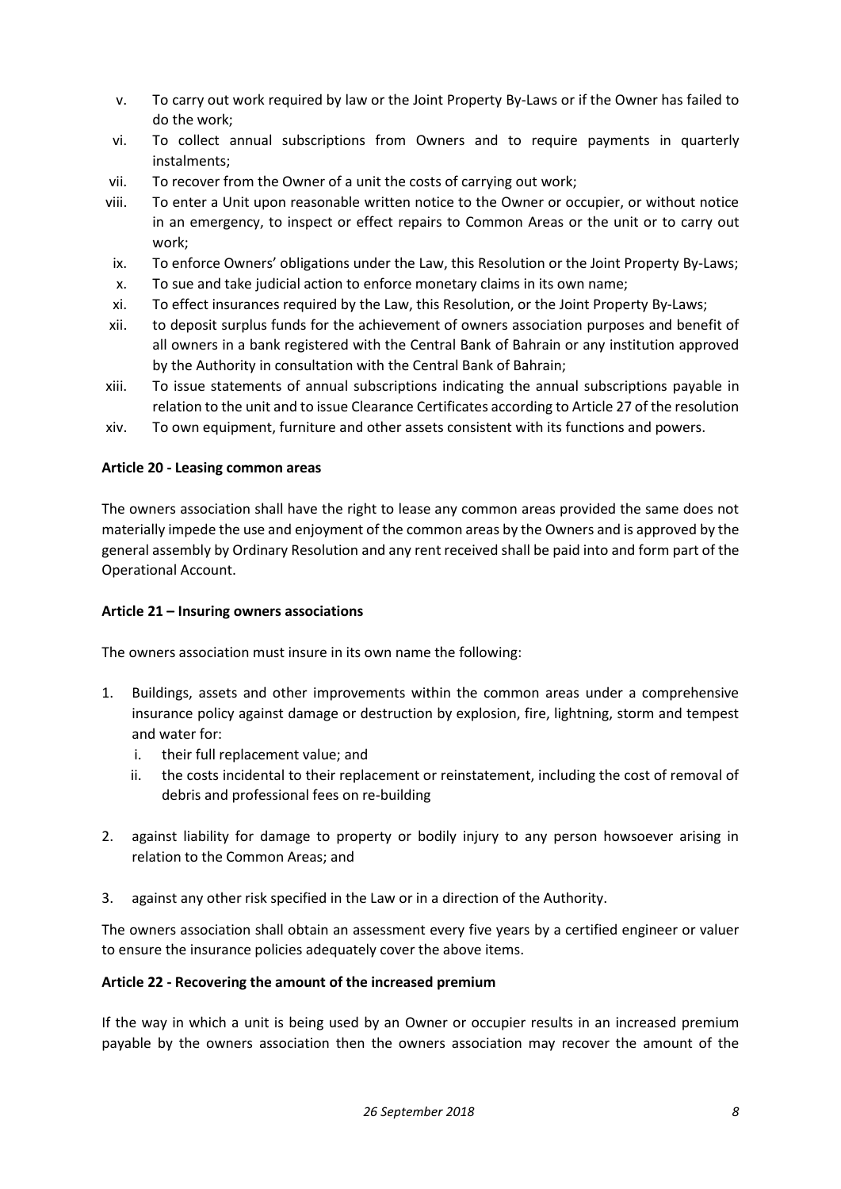v. To carry out work required by law or the Joint Property By-Laws or if the Owner has failed to do the work;
vi. To collect annual subscriptions from Owners and to require payments in quarterly instalments;
vii. To recover from the Owner of a unit the costs of carrying out work;
viii. To enter a Unit upon reasonable written notice to the Owner or occupier, or without notice in an emergency, to inspect or effect repairs to Common Areas or the unit or to carry out work;
ix. To enforce Owners' obligations under the Law, this Resolution or the Joint Property By-Laws;
x. To sue and take judicial action to enforce monetary claims in its own name;
xi. To effect insurances required by the Law, this Resolution, or the Joint Property By-Laws;
xii. to deposit surplus funds for the achievement of owners association purposes and benefit of all owners in a bank registered with the Central Bank of Bahrain or any institution approved by the Authority in consultation with the Central Bank of Bahrain;
xiii. To issue statements of annual subscriptions indicating the annual subscriptions payable in relation to the unit and to issue Clearance Certificates according to Article 27 of the resolution
xiv. To own equipment, furniture and other assets consistent with its functions and powers.

**Article 20 - Leasing common areas**

The owners association shall have the right to lease any common areas provided the same does not materially impede the use and enjoyment of the common areas by the Owners and is approved by the general assembly by Ordinary Resolution and any rent received shall be paid into and form part of the Operational Account.

**Article 21 – Insuring owners associations**

The owners association must insure in its own name the following:

1. Buildings, assets and other improvements within the common areas under a comprehensive insurance policy against damage or destruction by explosion, fire, lightning, storm and tempest and water for:
   i. their full replacement value; and
   ii. the costs incidental to their replacement or reinstatement, including the cost of removal of debris and professional fees on re-building

2. against liability for damage to property or bodily injury to any person howsoever arising in relation to the Common Areas; and

3. against any other risk specified in the Law or in a direction of the Authority.

The owners association shall obtain an assessment every five years by a certified engineer or valuer to ensure the insurance policies adequately cover the above items.

**Article 22 - Recovering the amount of the increased premium**

If the way in which a unit is being used by an Owner or occupier results in an increased premium payable by the owners association then the owners association may recover the amount of the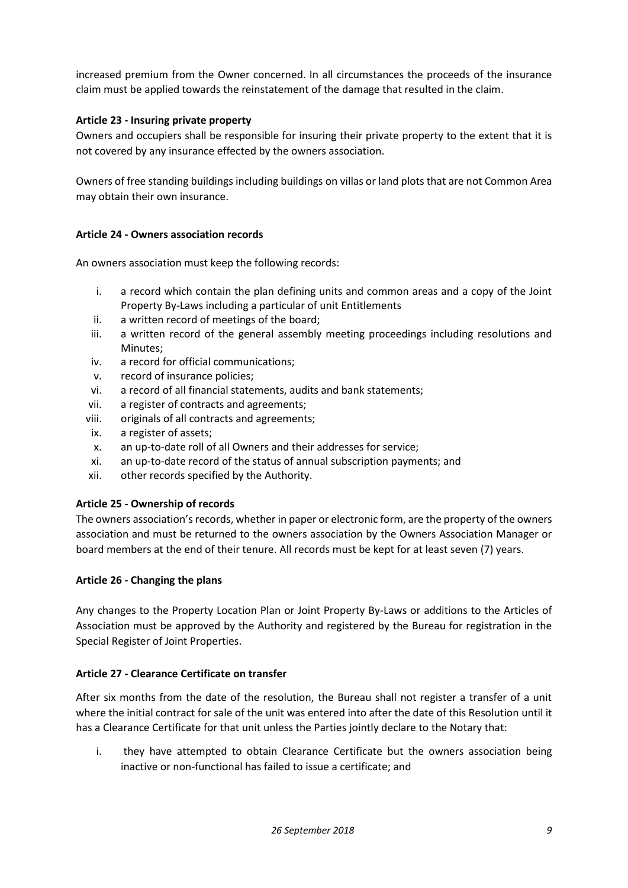increased premium from the Owner concerned. In all circumstances the proceeds of the insurance claim must be applied towards the reinstatement of the damage that resulted in the claim.

**Article 23 - Insuring private property**

Owners and occupiers shall be responsible for insuring their private property to the extent that it is not covered by any insurance effected by the owners association.

Owners of free standing buildings including buildings on villas or land plots that are not Common Area may obtain their own insurance.

**Article 24 - Owners association records**

An owners association must keep the following records:

i. a record which contain the plan defining units and common areas and a copy of the Joint Property By-Laws including a particular of unit Entitlements
ii. a written record of meetings of the board;
iii. a written record of the general assembly meeting proceedings including resolutions and Minutes;
iv. a record for official communications;
v. record of insurance policies;
vi. a record of all financial statements, audits and bank statements;
vii. a register of contracts and agreements;
viii. originals of all contracts and agreements;
ix. a register of assets;
x. an up-to-date roll of all Owners and their addresses for service;
xi. an up-to-date record of the status of annual subscription payments; and
xii. other records specified by the Authority.

**Article 25 - Ownership of records**

The owners association's records, whether in paper or electronic form, are the property of the owners association and must be returned to the owners association by the Owners Association Manager or board members at the end of their tenure. All records must be kept for at least seven (7) years.

**Article 26 - Changing the plans**

Any changes to the Property Location Plan or Joint Property By-Laws or additions to the Articles of Association must be approved by the Authority and registered by the Bureau for registration in the Special Register of Joint Properties.

**Article 27 - Clearance Certificate on transfer**

After six months from the date of the resolution, the Bureau shall not register a transfer of a unit where the initial contract for sale of the unit was entered into after the date of this Resolution until it has a Clearance Certificate for that unit unless the Parties jointly declare to the Notary that:

i. they have attempted to obtain Clearance Certificate but the owners association being inactive or non-functional has failed to issue a certificate; and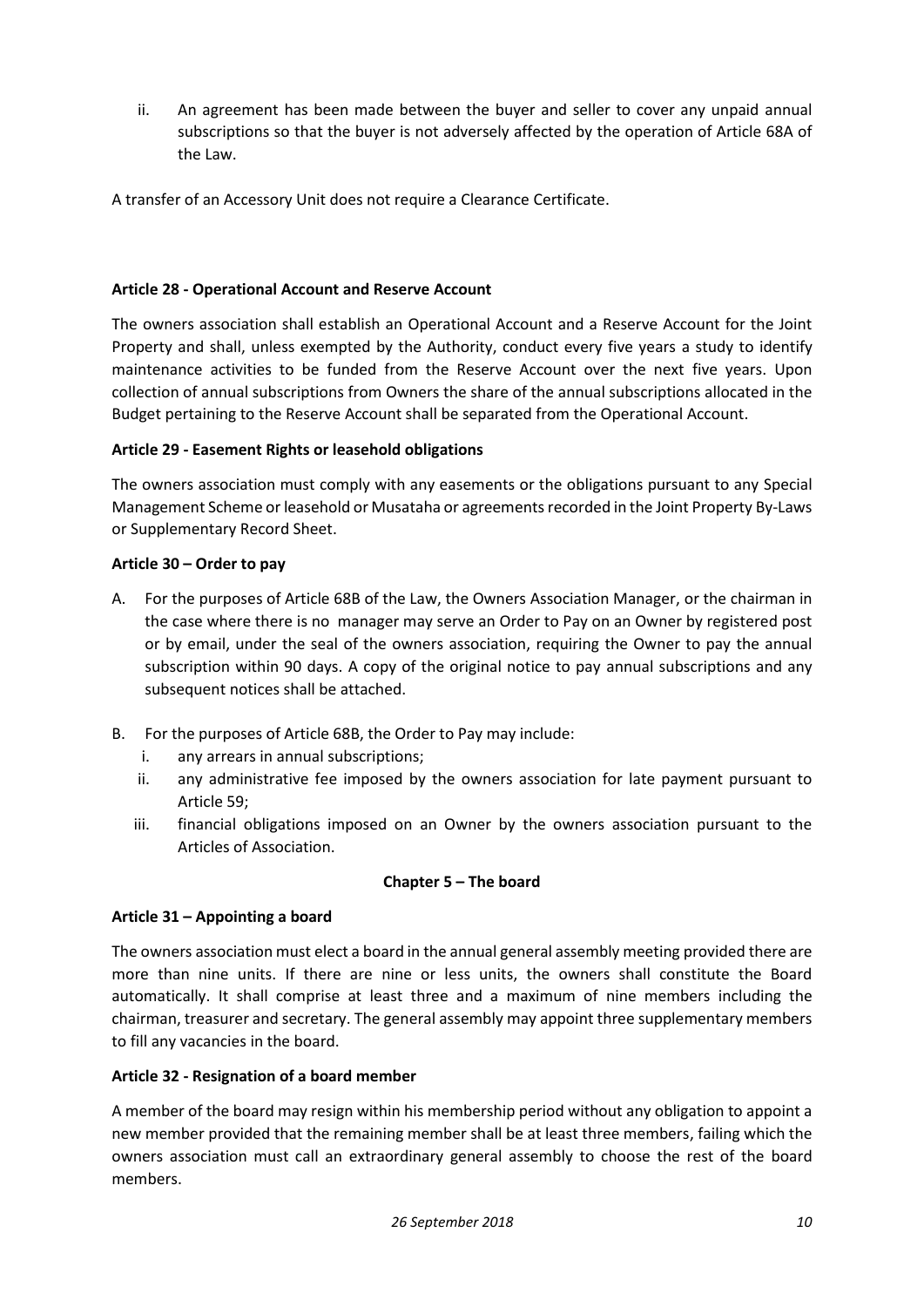ii. An agreement has been made between the buyer and seller to cover any unpaid annual subscriptions so that the buyer is not adversely affected by the operation of Article 68A of the Law.

A transfer of an Accessory Unit does not require a Clearance Certificate.

**Article 28 - Operational Account and Reserve Account**

The owners association shall establish an Operational Account and a Reserve Account for the Joint Property and shall, unless exempted by the Authority, conduct every five years a study to identify maintenance activities to be funded from the Reserve Account over the next five years. Upon collection of annual subscriptions from Owners the share of the annual subscriptions allocated in the Budget pertaining to the Reserve Account shall be separated from the Operational Account.

**Article 29 - Easement Rights or leasehold obligations**

The owners association must comply with any easements or the obligations pursuant to any Special Management Scheme or leasehold or Musataha or agreements recorded in the Joint Property By-Laws or Supplementary Record Sheet.

**Article 30 – Order to pay**

A. For the purposes of Article 68B of the Law, the Owners Association Manager, or the chairman in the case where there is no manager may serve an Order to Pay on an Owner by registered post or by email, under the seal of the owners association, requiring the Owner to pay the annual subscription within 90 days. A copy of the original notice to pay annual subscriptions and any subsequent notices shall be attached.

B. For the purposes of Article 68B, the Order to Pay may include:
   i. any arrears in annual subscriptions;
   ii. any administrative fee imposed by the owners association for late payment pursuant to Article 59;
   iii. financial obligations imposed on an Owner by the owners association pursuant to the Articles of Association.

## Chapter 5 – The board

**Article 31 – Appointing a board**

The owners association must elect a board in the annual general assembly meeting provided there are more than nine units. If there are nine or less units, the owners shall constitute the Board automatically. It shall comprise at least three and a maximum of nine members including the chairman, treasurer and secretary. The general assembly may appoint three supplementary members to fill any vacancies in the board.

**Article 32 - Resignation of a board member**

A member of the board may resign within his membership period without any obligation to appoint a new member provided that the remaining member shall be at least three members, failing which the owners association must call an extraordinary general assembly to choose the rest of the board members.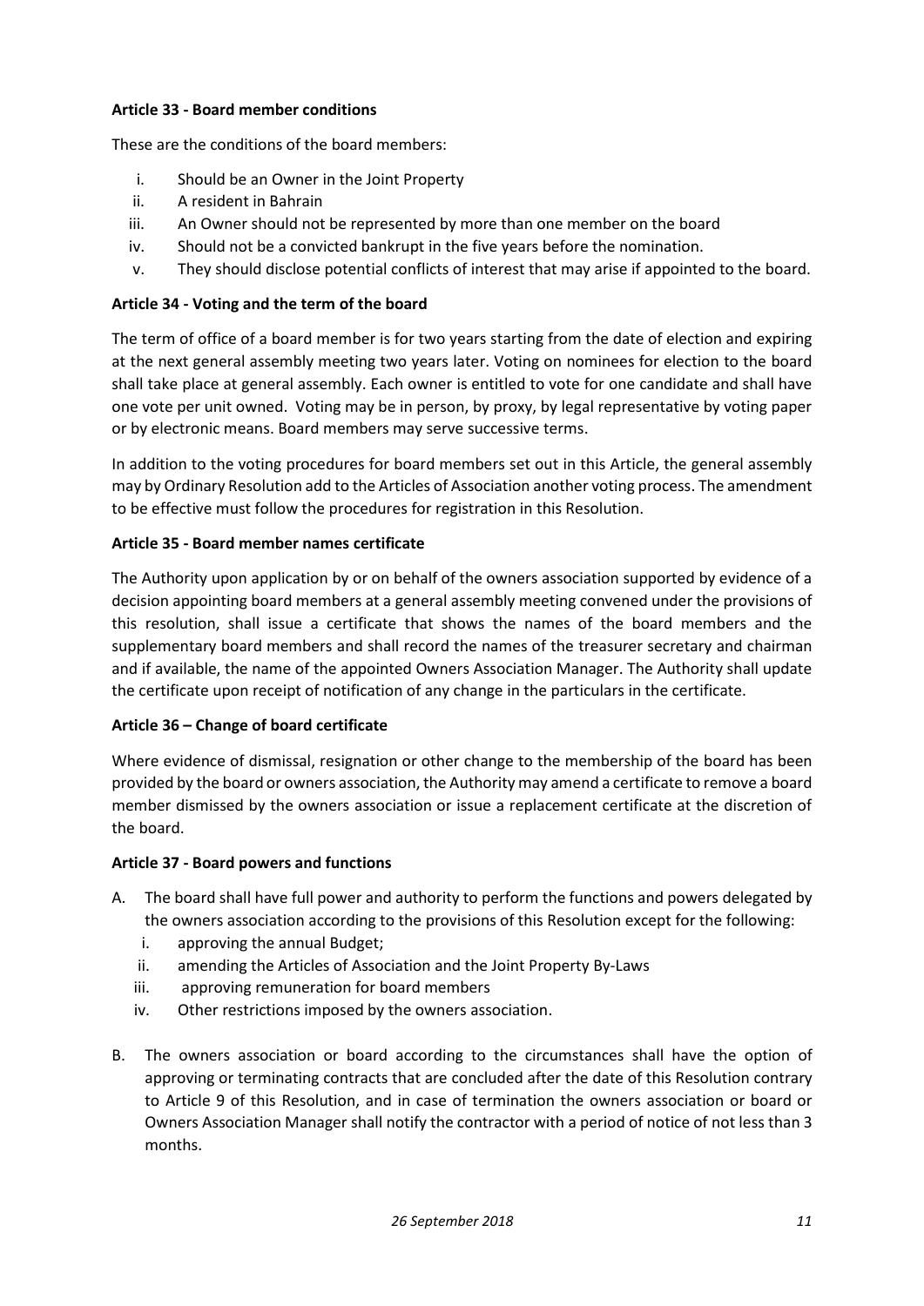**Article 33 - Board member conditions**

These are the conditions of the board members:

i. Should be an Owner in the Joint Property
ii. A resident in Bahrain
iii. An Owner should not be represented by more than one member on the board
iv. Should not be a convicted bankrupt in the five years before the nomination.
v. They should disclose potential conflicts of interest that may arise if appointed to the board.

**Article 34 - Voting and the term of the board**

The term of office of a board member is for two years starting from the date of election and expiring at the next general assembly meeting two years later. Voting on nominees for election to the board shall take place at general assembly. Each owner is entitled to vote for one candidate and shall have one vote per unit owned. Voting may be in person, by proxy, by legal representative by voting paper or by electronic means. Board members may serve successive terms.

In addition to the voting procedures for board members set out in this Article, the general assembly may by Ordinary Resolution add to the Articles of Association another voting process. The amendment to be effective must follow the procedures for registration in this Resolution.

**Article 35 - Board member names certificate**

The Authority upon application by or on behalf of the owners association supported by evidence of a decision appointing board members at a general assembly meeting convened under the provisions of this resolution, shall issue a certificate that shows the names of the board members and the supplementary board members and shall record the names of the treasurer secretary and chairman and if available, the name of the appointed Owners Association Manager. The Authority shall update the certificate upon receipt of notification of any change in the particulars in the certificate.

**Article 36 – Change of board certificate**

Where evidence of dismissal, resignation or other change to the membership of the board has been provided by the board or owners association, the Authority may amend a certificate to remove a board member dismissed by the owners association or issue a replacement certificate at the discretion of the board.

**Article 37 - Board powers and functions**

A. The board shall have full power and authority to perform the functions and powers delegated by the owners association according to the provisions of this Resolution except for the following:
   i. approving the annual Budget;
   ii. amending the Articles of Association and the Joint Property By-Laws
   iii. approving remuneration for board members
   iv. Other restrictions imposed by the owners association.

B. The owners association or board according to the circumstances shall have the option of approving or terminating contracts that are concluded after the date of this Resolution contrary to Article 9 of this Resolution, and in case of termination the owners association or board or Owners Association Manager shall notify the contractor with a period of notice of not less than 3 months.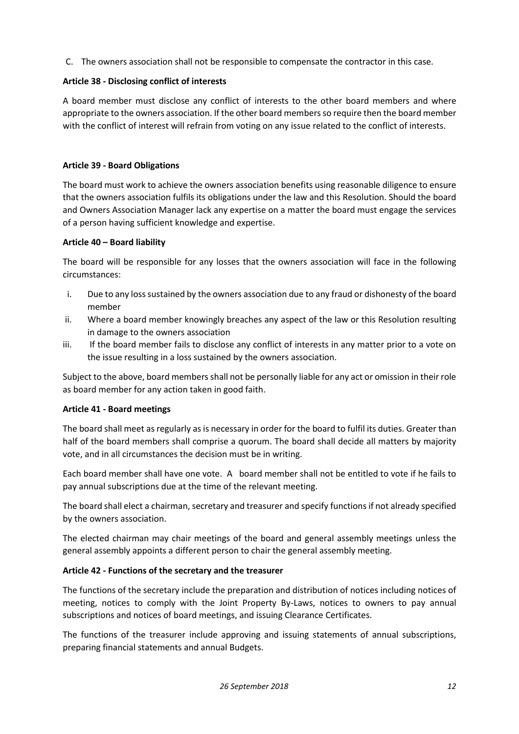C. The owners association shall not be responsible to compensate the contractor in this case.

**Article 38 - Disclosing conflict of interests**

A board member must disclose any conflict of interests to the other board members and where appropriate to the owners association. If the other board members so require then the board member with the conflict of interest will refrain from voting on any issue related to the conflict of interests.

**Article 39 - Board Obligations**

The board must work to achieve the owners association benefits using reasonable diligence to ensure that the owners association fulfils its obligations under the law and this Resolution. Should the board and Owners Association Manager lack any expertise on a matter the board must engage the services of a person having sufficient knowledge and expertise.

**Article 40 – Board liability**

The board will be responsible for any losses that the owners association will face in the following circumstances:

i. Due to any loss sustained by the owners association due to any fraud or dishonesty of the board member
ii. Where a board member knowingly breaches any aspect of the law or this Resolution resulting in damage to the owners association
iii. If the board member fails to disclose any conflict of interests in any matter prior to a vote on the issue resulting in a loss sustained by the owners association.

Subject to the above, board members shall not be personally liable for any act or omission in their role as board member for any action taken in good faith.

**Article 41 - Board meetings**

The board shall meet as regularly as is necessary in order for the board to fulfil its duties. Greater than half of the board members shall comprise a quorum. The board shall decide all matters by majority vote, and in all circumstances the decision must be in writing.

Each board member shall have one vote. A board member shall not be entitled to vote if he fails to pay annual subscriptions due at the time of the relevant meeting.

The board shall elect a chairman, secretary and treasurer and specify functions if not already specified by the owners association.

The elected chairman may chair meetings of the board and general assembly meetings unless the general assembly appoints a different person to chair the general assembly meeting.

**Article 42 - Functions of the secretary and the treasurer**

The functions of the secretary include the preparation and distribution of notices including notices of meeting, notices to comply with the Joint Property By-Laws, notices to owners to pay annual subscriptions and notices of board meetings, and issuing Clearance Certificates.

The functions of the treasurer include approving and issuing statements of annual subscriptions, preparing financial statements and annual Budgets.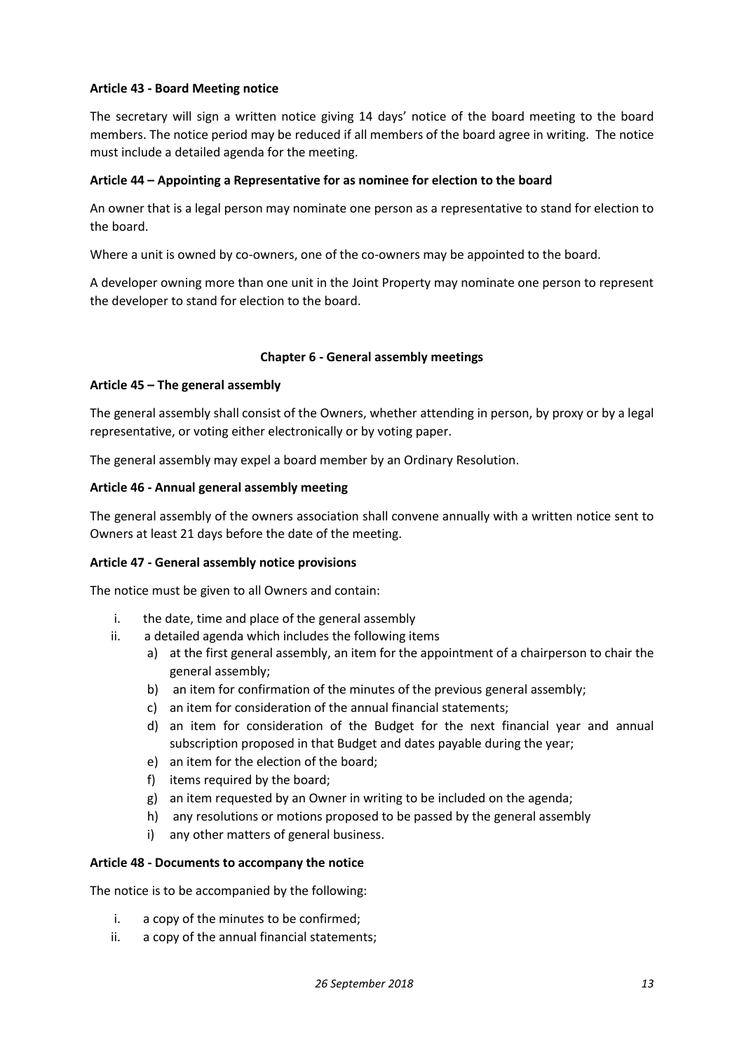**Article 43 - Board Meeting notice**

The secretary will sign a written notice giving 14 days' notice of the board meeting to the board members. The notice period may be reduced if all members of the board agree in writing. The notice must include a detailed agenda for the meeting.

**Article 44 – Appointing a Representative for as nominee for election to the board**

An owner that is a legal person may nominate one person as a representative to stand for election to the board.

Where a unit is owned by co-owners, one of the co-owners may be appointed to the board.

A developer owning more than one unit in the Joint Property may nominate one person to represent the developer to stand for election to the board.

## Chapter 6 - General assembly meetings

**Article 45 – The general assembly**

The general assembly shall consist of the Owners, whether attending in person, by proxy or by a legal representative, or voting either electronically or by voting paper.

The general assembly may expel a board member by an Ordinary Resolution.

**Article 46 - Annual general assembly meeting**

The general assembly of the owners association shall convene annually with a written notice sent to Owners at least 21 days before the date of the meeting.

**Article 47 - General assembly notice provisions**

The notice must be given to all Owners and contain:

i. the date, time and place of the general assembly
ii. a detailed agenda which includes the following items
   a) at the first general assembly, an item for the appointment of a chairperson to chair the general assembly;
   b) an item for confirmation of the minutes of the previous general assembly;
   c) an item for consideration of the annual financial statements;
   d) an item for consideration of the Budget for the next financial year and annual subscription proposed in that Budget and dates payable during the year;
   e) an item for the election of the board;
   f) items required by the board;
   g) an item requested by an Owner in writing to be included on the agenda;
   h) any resolutions or motions proposed to be passed by the general assembly
   i) any other matters of general business.

**Article 48 - Documents to accompany the notice**

The notice is to be accompanied by the following:

i. a copy of the minutes to be confirmed;
ii. a copy of the annual financial statements;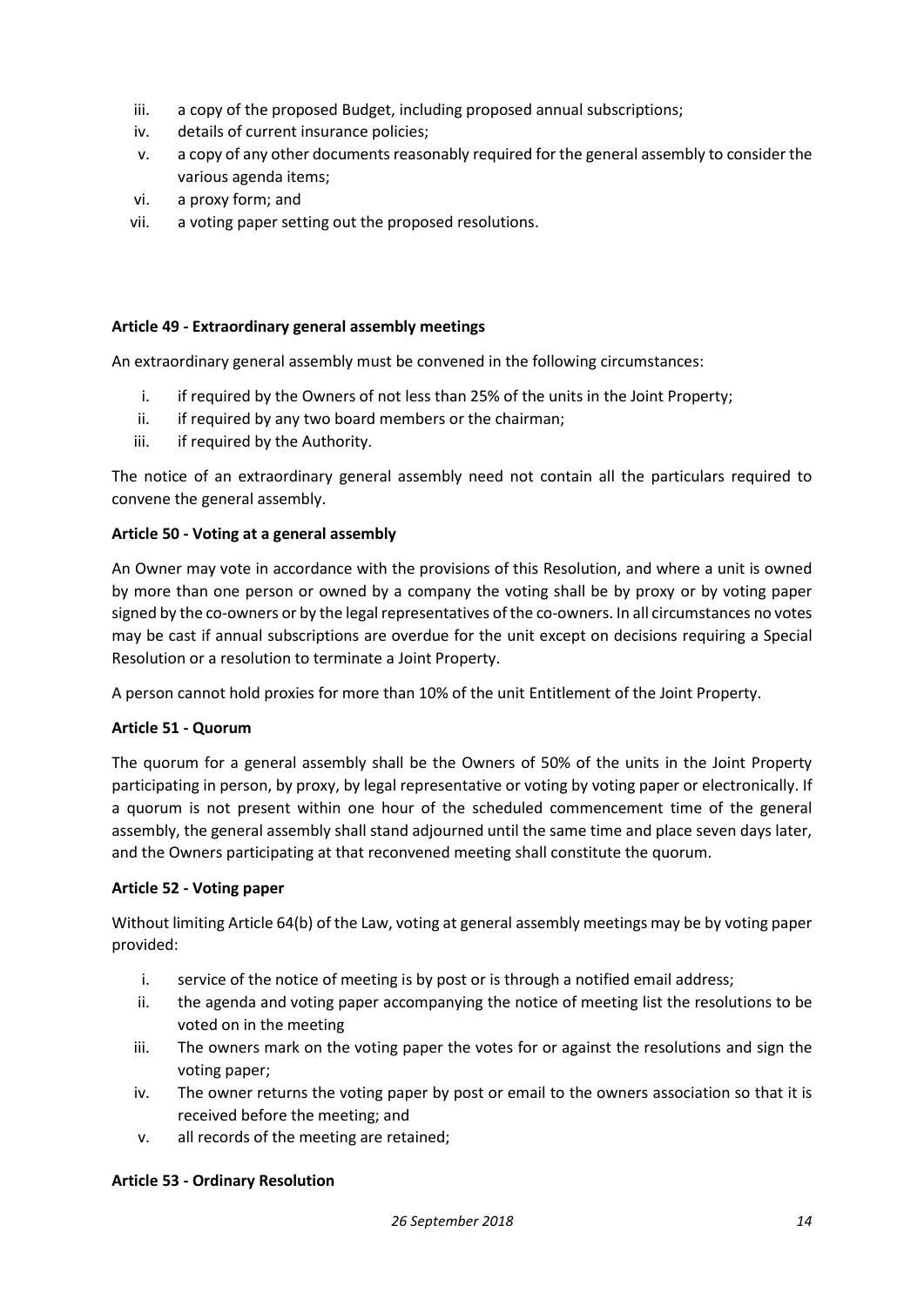iii. a copy of the proposed Budget, including proposed annual subscriptions;
iv. details of current insurance policies;
v. a copy of any other documents reasonably required for the general assembly to consider the various agenda items;
vi. a proxy form; and
vii. a voting paper setting out the proposed resolutions.

**Article 49 - Extraordinary general assembly meetings**

An extraordinary general assembly must be convened in the following circumstances:

i. if required by the Owners of not less than 25% of the units in the Joint Property;
ii. if required by any two board members or the chairman;
iii. if required by the Authority.

The notice of an extraordinary general assembly need not contain all the particulars required to convene the general assembly.

**Article 50 - Voting at a general assembly**

An Owner may vote in accordance with the provisions of this Resolution, and where a unit is owned by more than one person or owned by a company the voting shall be by proxy or by voting paper signed by the co-owners or by the legal representatives of the co-owners. In all circumstances no votes may be cast if annual subscriptions are overdue for the unit except on decisions requiring a Special Resolution or a resolution to terminate a Joint Property.

A person cannot hold proxies for more than 10% of the unit Entitlement of the Joint Property.

**Article 51 - Quorum**

The quorum for a general assembly shall be the Owners of 50% of the units in the Joint Property participating in person, by proxy, by legal representative or voting by voting paper or electronically. If a quorum is not present within one hour of the scheduled commencement time of the general assembly, the general assembly shall stand adjourned until the same time and place seven days later, and the Owners participating at that reconvened meeting shall constitute the quorum.

**Article 52 - Voting paper**

Without limiting Article 64(b) of the Law, voting at general assembly meetings may be by voting paper provided:

i. service of the notice of meeting is by post or is through a notified email address;
ii. the agenda and voting paper accompanying the notice of meeting list the resolutions to be voted on in the meeting
iii. The owners mark on the voting paper the votes for or against the resolutions and sign the voting paper;
iv. The owner returns the voting paper by post or email to the owners association so that it is received before the meeting; and
v. all records of the meeting are retained;

**Article 53 - Ordinary Resolution**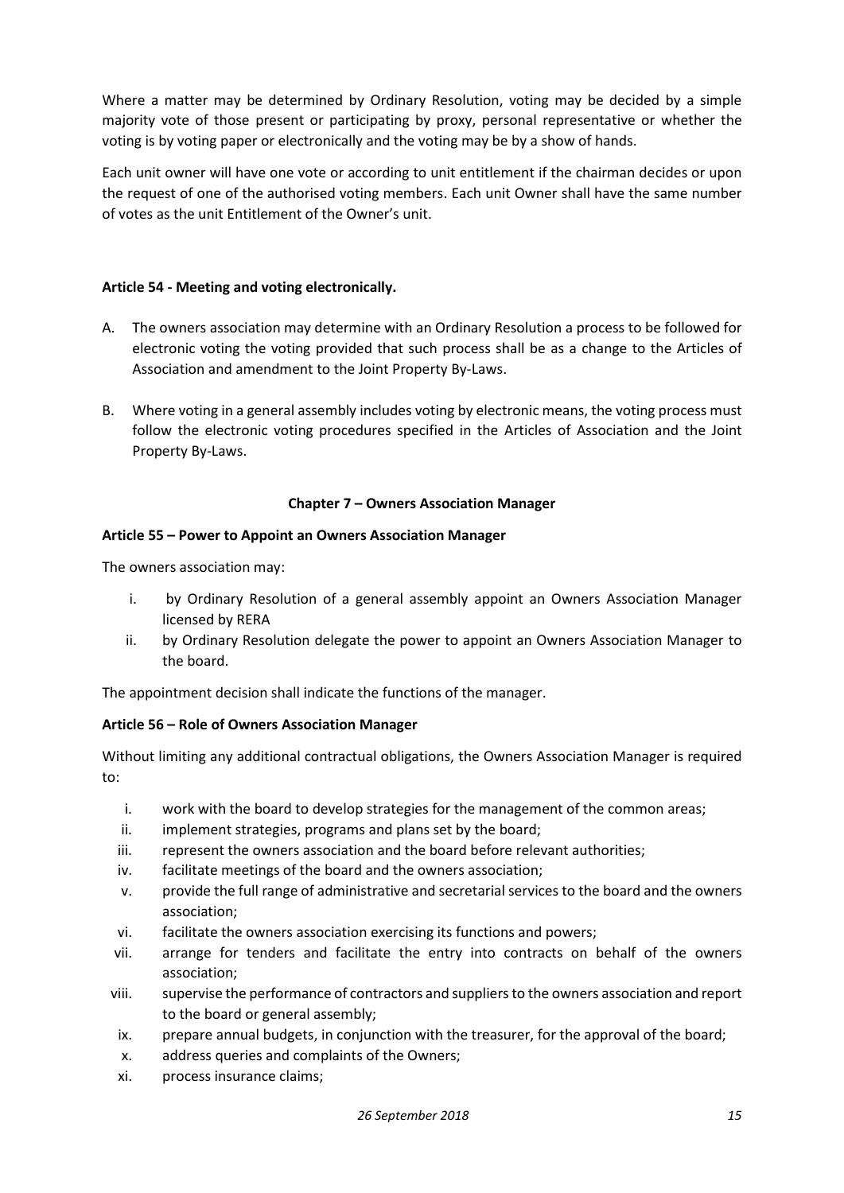Where a matter may be determined by Ordinary Resolution, voting may be decided by a simple majority vote of those present or participating by proxy, personal representative or whether the voting is by voting paper or electronically and the voting may be by a show of hands.

Each unit owner will have one vote or according to unit entitlement if the chairman decides or upon the request of one of the authorised voting members. Each unit Owner shall have the same number of votes as the unit Entitlement of the Owner's unit.

**Article 54 - Meeting and voting electronically.**

A. The owners association may determine with an Ordinary Resolution a process to be followed for electronic voting the voting provided that such process shall be as a change to the Articles of Association and amendment to the Joint Property By-Laws.

B. Where voting in a general assembly includes voting by electronic means, the voting process must follow the electronic voting procedures specified in the Articles of Association and the Joint Property By-Laws.

**Chapter 7 – Owners Association Manager**

**Article 55 – Power to Appoint an Owners Association Manager**

The owners association may:

i. by Ordinary Resolution of a general assembly appoint an Owners Association Manager licensed by RERA
ii. by Ordinary Resolution delegate the power to appoint an Owners Association Manager to the board.

The appointment decision shall indicate the functions of the manager.

**Article 56 – Role of Owners Association Manager**

Without limiting any additional contractual obligations, the Owners Association Manager is required to:

i. work with the board to develop strategies for the management of the common areas;
ii. implement strategies, programs and plans set by the board;
iii. represent the owners association and the board before relevant authorities;
iv. facilitate meetings of the board and the owners association;
v. provide the full range of administrative and secretarial services to the board and the owners association;
vi. facilitate the owners association exercising its functions and powers;
vii. arrange for tenders and facilitate the entry into contracts on behalf of the owners association;
viii. supervise the performance of contractors and suppliers to the owners association and report to the board or general assembly;
ix. prepare annual budgets, in conjunction with the treasurer, for the approval of the board;
x. address queries and complaints of the Owners;
xi. process insurance claims;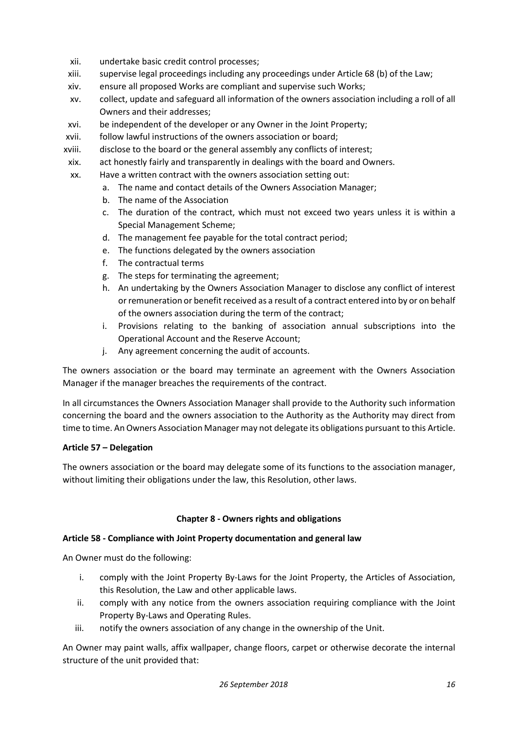xii. undertake basic credit control processes;

xiii. supervise legal proceedings including any proceedings under Article 68 (b) of the Law;

xiv. ensure all proposed Works are compliant and supervise such Works;

xv. collect, update and safeguard all information of the owners association including a roll of all Owners and their addresses;

xvi. be independent of the developer or any Owner in the Joint Property;

xvii. follow lawful instructions of the owners association or board;

xviii. disclose to the board or the general assembly any conflicts of interest;

xix. act honestly fairly and transparently in dealings with the board and Owners.

xx. Have a written contract with the owners association setting out:

  a. The name and contact details of the Owners Association Manager;
  b. The name of the Association
  c. The duration of the contract, which must not exceed two years unless it is within a Special Management Scheme;
  d. The management fee payable for the total contract period;
  e. The functions delegated by the owners association
  f. The contractual terms
  g. The steps for terminating the agreement;
  h. An undertaking by the Owners Association Manager to disclose any conflict of interest or remuneration or benefit received as a result of a contract entered into by or on behalf of the owners association during the term of the contract;
  i. Provisions relating to the banking of association annual subscriptions into the Operational Account and the Reserve Account;
  j. Any agreement concerning the audit of accounts.

The owners association or the board may terminate an agreement with the Owners Association Manager if the manager breaches the requirements of the contract.

In all circumstances the Owners Association Manager shall provide to the Authority such information concerning the board and the owners association to the Authority as the Authority may direct from time to time. An Owners Association Manager may not delegate its obligations pursuant to this Article.

**Article 57 – Delegation**

The owners association or the board may delegate some of its functions to the association manager, without limiting their obligations under the law, this Resolution, other laws.

**Chapter 8 - Owners rights and obligations**

**Article 58 - Compliance with Joint Property documentation and general law**

An Owner must do the following:

i. comply with the Joint Property By-Laws for the Joint Property, the Articles of Association, this Resolution, the Law and other applicable laws.

ii. comply with any notice from the owners association requiring compliance with the Joint Property By-Laws and Operating Rules.

iii. notify the owners association of any change in the ownership of the Unit.

An Owner may paint walls, affix wallpaper, change floors, carpet or otherwise decorate the internal structure of the unit provided that: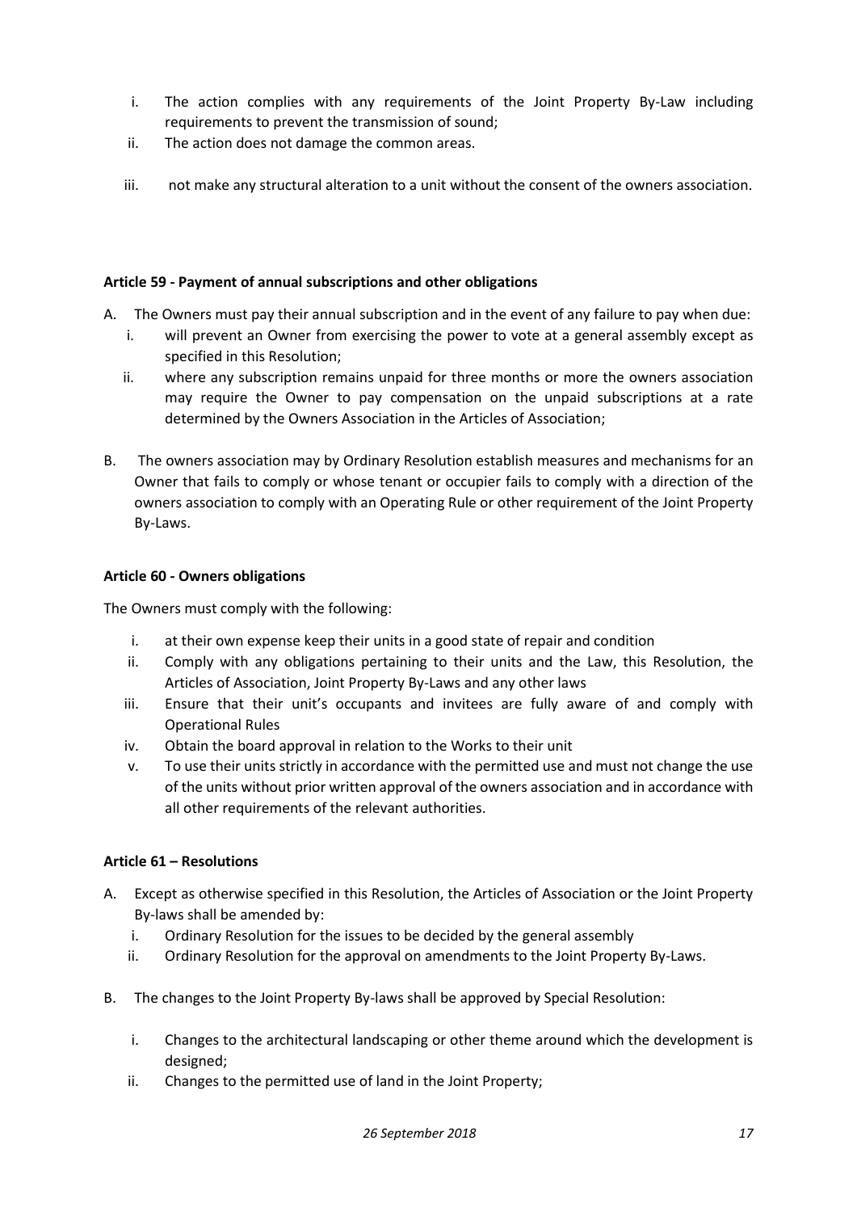i. The action complies with any requirements of the Joint Property By-Law including requirements to prevent the transmission of sound;
ii. The action does not damage the common areas.
iii. not make any structural alteration to a unit without the consent of the owners association.

**Article 59 - Payment of annual subscriptions and other obligations**

A. The Owners must pay their annual subscription and in the event of any failure to pay when due:
   i. will prevent an Owner from exercising the power to vote at a general assembly except as specified in this Resolution;
   ii. where any subscription remains unpaid for three months or more the owners association may require the Owner to pay compensation on the unpaid subscriptions at a rate determined by the Owners Association in the Articles of Association;

B. The owners association may by Ordinary Resolution establish measures and mechanisms for an Owner that fails to comply or whose tenant or occupier fails to comply with a direction of the owners association to comply with an Operating Rule or other requirement of the Joint Property By-Laws.

**Article 60 - Owners obligations**

The Owners must comply with the following:

i. at their own expense keep their units in a good state of repair and condition
ii. Comply with any obligations pertaining to their units and the Law, this Resolution, the Articles of Association, Joint Property By-Laws and any other laws
iii. Ensure that their unit's occupants and invitees are fully aware of and comply with Operational Rules
iv. Obtain the board approval in relation to the Works to their unit
v. To use their units strictly in accordance with the permitted use and must not change the use of the units without prior written approval of the owners association and in accordance with all other requirements of the relevant authorities.

**Article 61 – Resolutions**

A. Except as otherwise specified in this Resolution, the Articles of Association or the Joint Property By-laws shall be amended by:
   i. Ordinary Resolution for the issues to be decided by the general assembly
   ii. Ordinary Resolution for the approval on amendments to the Joint Property By-Laws.

B. The changes to the Joint Property By-laws shall be approved by Special Resolution:
   i. Changes to the architectural landscaping or other theme around which the development is designed;
   ii. Changes to the permitted use of land in the Joint Property;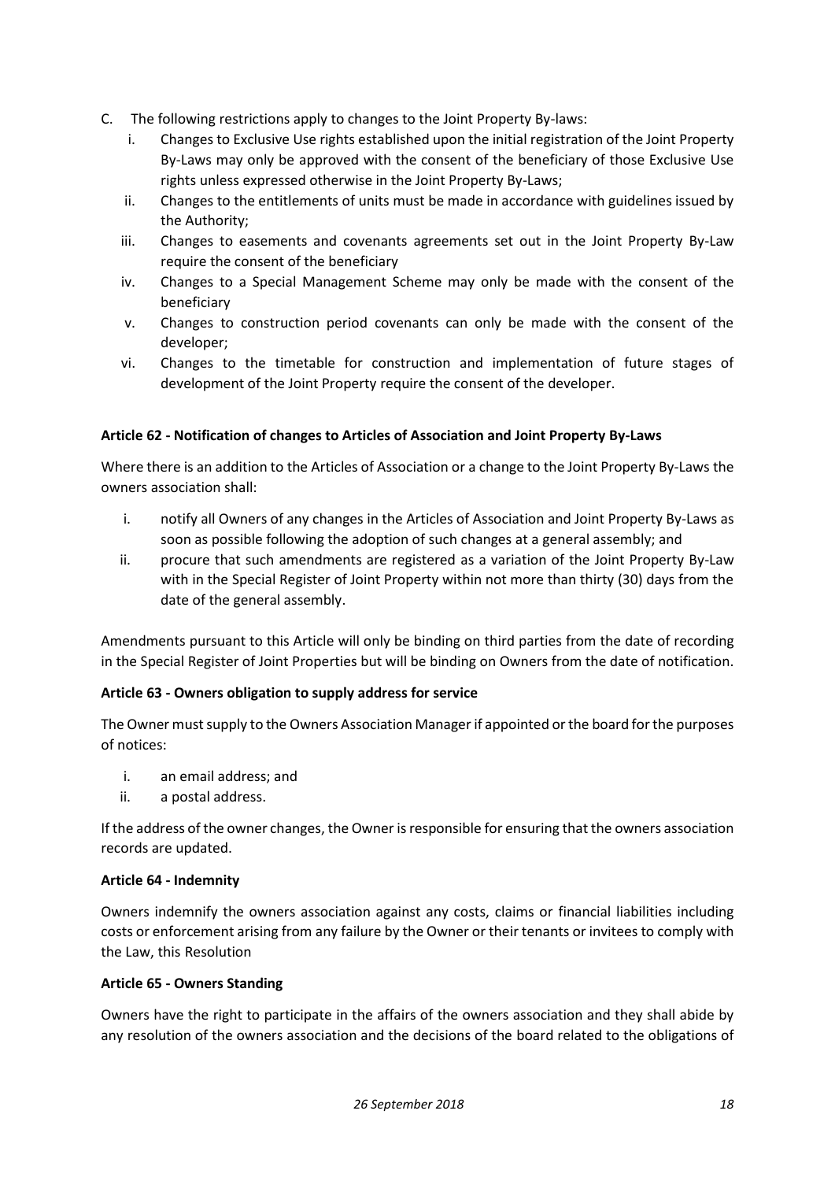C. The following restrictions apply to changes to the Joint Property By-laws:
   i. Changes to Exclusive Use rights established upon the initial registration of the Joint Property By-Laws may only be approved with the consent of the beneficiary of those Exclusive Use rights unless expressed otherwise in the Joint Property By-Laws;
   ii. Changes to the entitlements of units must be made in accordance with guidelines issued by the Authority;
   iii. Changes to easements and covenants agreements set out in the Joint Property By-Law require the consent of the beneficiary
   iv. Changes to a Special Management Scheme may only be made with the consent of the beneficiary
   v. Changes to construction period covenants can only be made with the consent of the developer;
   vi. Changes to the timetable for construction and implementation of future stages of development of the Joint Property require the consent of the developer.

**Article 62 - Notification of changes to Articles of Association and Joint Property By-Laws**

Where there is an addition to the Articles of Association or a change to the Joint Property By-Laws the owners association shall:

i. notify all Owners of any changes in the Articles of Association and Joint Property By-Laws as soon as possible following the adoption of such changes at a general assembly; and
ii. procure that such amendments are registered as a variation of the Joint Property By-Law with in the Special Register of Joint Property within not more than thirty (30) days from the date of the general assembly.

Amendments pursuant to this Article will only be binding on third parties from the date of recording in the Special Register of Joint Properties but will be binding on Owners from the date of notification.

**Article 63 - Owners obligation to supply address for service**

The Owner must supply to the Owners Association Manager if appointed or the board for the purposes of notices:

i. an email address; and
ii. a postal address.

If the address of the owner changes, the Owner is responsible for ensuring that the owners association records are updated.

**Article 64 - Indemnity**

Owners indemnify the owners association against any costs, claims or financial liabilities including costs or enforcement arising from any failure by the Owner or their tenants or invitees to comply with the Law, this Resolution

**Article 65 - Owners Standing**

Owners have the right to participate in the affairs of the owners association and they shall abide by any resolution of the owners association and the decisions of the board related to the obligations of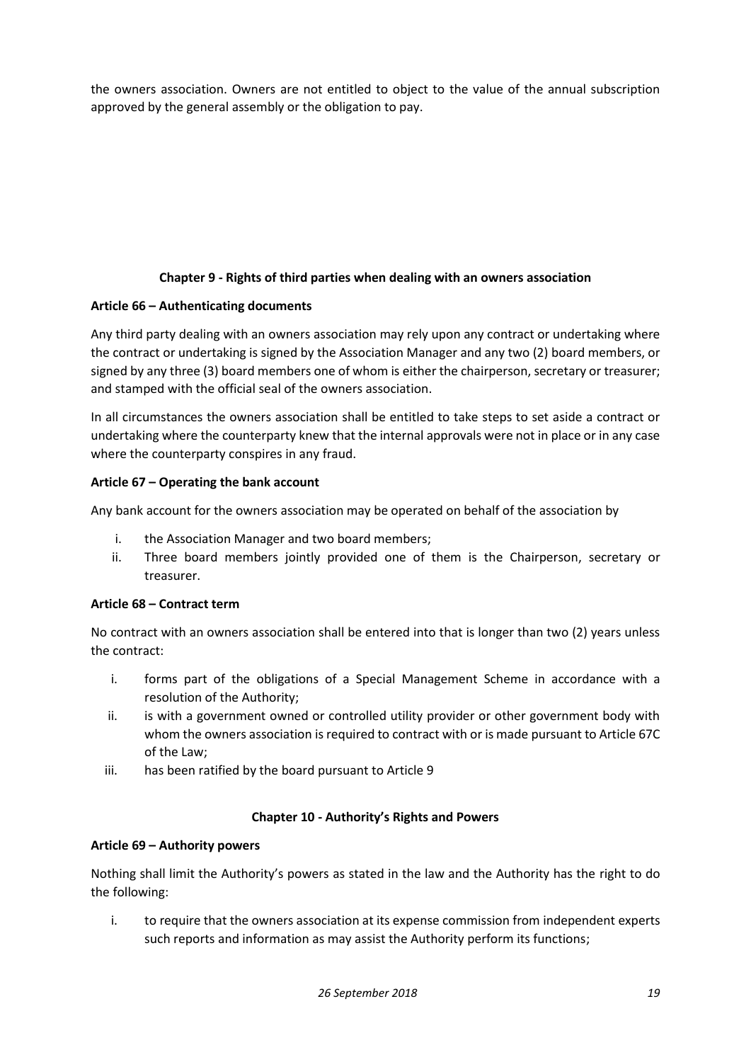the owners association. Owners are not entitled to object to the value of the annual subscription approved by the general assembly or the obligation to pay.

## Chapter 9 - Rights of third parties when dealing with an owners association

### Article 66 – Authenticating documents

Any third party dealing with an owners association may rely upon any contract or undertaking where the contract or undertaking is signed by the Association Manager and any two (2) board members, or signed by any three (3) board members one of whom is either the chairperson, secretary or treasurer; and stamped with the official seal of the owners association.

In all circumstances the owners association shall be entitled to take steps to set aside a contract or undertaking where the counterparty knew that the internal approvals were not in place or in any case where the counterparty conspires in any fraud.

### Article 67 – Operating the bank account

Any bank account for the owners association may be operated on behalf of the association by

i. the Association Manager and two board members;
ii. Three board members jointly provided one of them is the Chairperson, secretary or treasurer.

### Article 68 – Contract term

No contract with an owners association shall be entered into that is longer than two (2) years unless the contract:

i. forms part of the obligations of a Special Management Scheme in accordance with a resolution of the Authority;
ii. is with a government owned or controlled utility provider or other government body with whom the owners association is required to contract with or is made pursuant to Article 67C of the Law;
iii. has been ratified by the board pursuant to Article 9

## Chapter 10 - Authority's Rights and Powers

### Article 69 – Authority powers

Nothing shall limit the Authority's powers as stated in the law and the Authority has the right to do the following:

i. to require that the owners association at its expense commission from independent experts such reports and information as may assist the Authority perform its functions;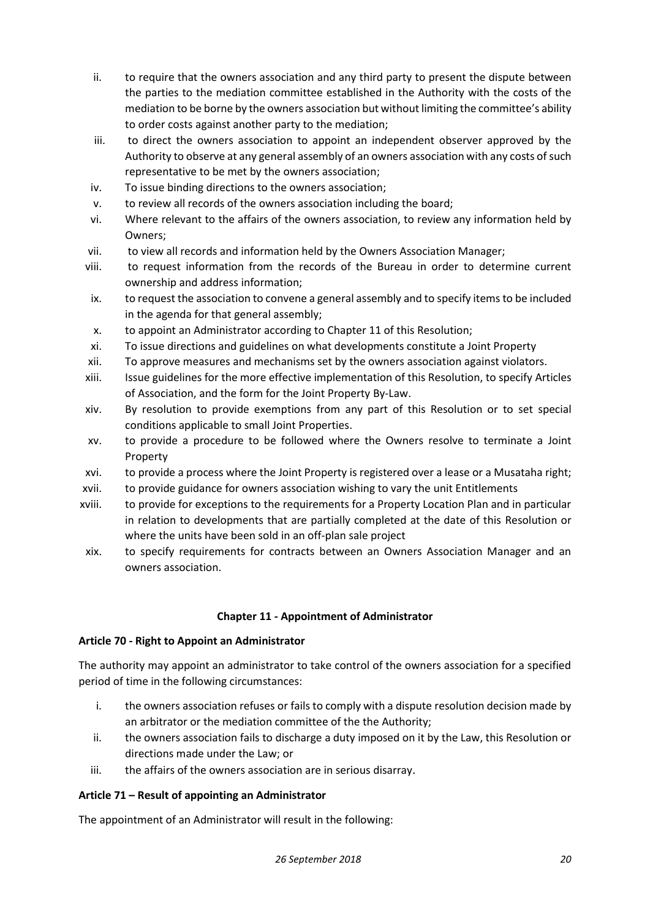ii. to require that the owners association and any third party to present the dispute between the parties to the mediation committee established in the Authority with the costs of the mediation to be borne by the owners association but without limiting the committee's ability to order costs against another party to the mediation;

iii. to direct the owners association to appoint an independent observer approved by the Authority to observe at any general assembly of an owners association with any costs of such representative to be met by the owners association;

iv. To issue binding directions to the owners association;

v. to review all records of the owners association including the board;

vi. Where relevant to the affairs of the owners association, to review any information held by Owners;

vii. to view all records and information held by the Owners Association Manager;

viii. to request information from the records of the Bureau in order to determine current ownership and address information;

ix. to request the association to convene a general assembly and to specify items to be included in the agenda for that general assembly;

x. to appoint an Administrator according to Chapter 11 of this Resolution;

xi. To issue directions and guidelines on what developments constitute a Joint Property

xii. To approve measures and mechanisms set by the owners association against violators.

xiii. Issue guidelines for the more effective implementation of this Resolution, to specify Articles of Association, and the form for the Joint Property By-Law.

xiv. By resolution to provide exemptions from any part of this Resolution or to set special conditions applicable to small Joint Properties.

xv. to provide a procedure to be followed where the Owners resolve to terminate a Joint Property

xvi. to provide a process where the Joint Property is registered over a lease or a Musataha right;

xvii. to provide guidance for owners association wishing to vary the unit Entitlements

xviii. to provide for exceptions to the requirements for a Property Location Plan and in particular in relation to developments that are partially completed at the date of this Resolution or where the units have been sold in an off-plan sale project

xix. to specify requirements for contracts between an Owners Association Manager and an owners association.

## Chapter 11 - Appointment of Administrator

### Article 70 - Right to Appoint an Administrator

The authority may appoint an administrator to take control of the owners association for a specified period of time in the following circumstances:

i. the owners association refuses or fails to comply with a dispute resolution decision made by an arbitrator or the mediation committee of the the Authority;

ii. the owners association fails to discharge a duty imposed on it by the Law, this Resolution or directions made under the Law; or

iii. the affairs of the owners association are in serious disarray.

### Article 71 – Result of appointing an Administrator

The appointment of an Administrator will result in the following: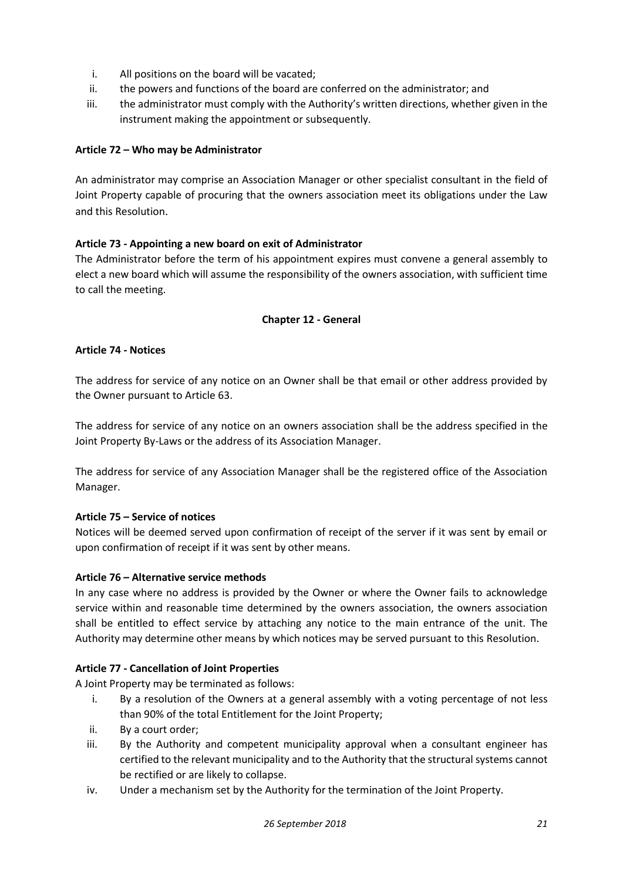i. All positions on the board will be vacated;
ii. the powers and functions of the board are conferred on the administrator; and
iii. the administrator must comply with the Authority's written directions, whether given in the instrument making the appointment or subsequently.

**Article 72 – Who may be Administrator**

An administrator may comprise an Association Manager or other specialist consultant in the field of Joint Property capable of procuring that the owners association meet its obligations under the Law and this Resolution.

**Article 73 - Appointing a new board on exit of Administrator**

The Administrator before the term of his appointment expires must convene a general assembly to elect a new board which will assume the responsibility of the owners association, with sufficient time to call the meeting.

**Chapter 12 - General**

**Article 74 - Notices**

The address for service of any notice on an Owner shall be that email or other address provided by the Owner pursuant to Article 63.

The address for service of any notice on an owners association shall be the address specified in the Joint Property By-Laws or the address of its Association Manager.

The address for service of any Association Manager shall be the registered office of the Association Manager.

**Article 75 – Service of notices**

Notices will be deemed served upon confirmation of receipt of the server if it was sent by email or upon confirmation of receipt if it was sent by other means.

**Article 76 – Alternative service methods**

In any case where no address is provided by the Owner or where the Owner fails to acknowledge service within and reasonable time determined by the owners association, the owners association shall be entitled to effect service by attaching any notice to the main entrance of the unit. The Authority may determine other means by which notices may be served pursuant to this Resolution.

**Article 77 - Cancellation of Joint Properties**

A Joint Property may be terminated as follows:

i. By a resolution of the Owners at a general assembly with a voting percentage of not less than 90% of the total Entitlement for the Joint Property;
ii. By a court order;
iii. By the Authority and competent municipality approval when a consultant engineer has certified to the relevant municipality and to the Authority that the structural systems cannot be rectified or are likely to collapse.
iv. Under a mechanism set by the Authority for the termination of the Joint Property.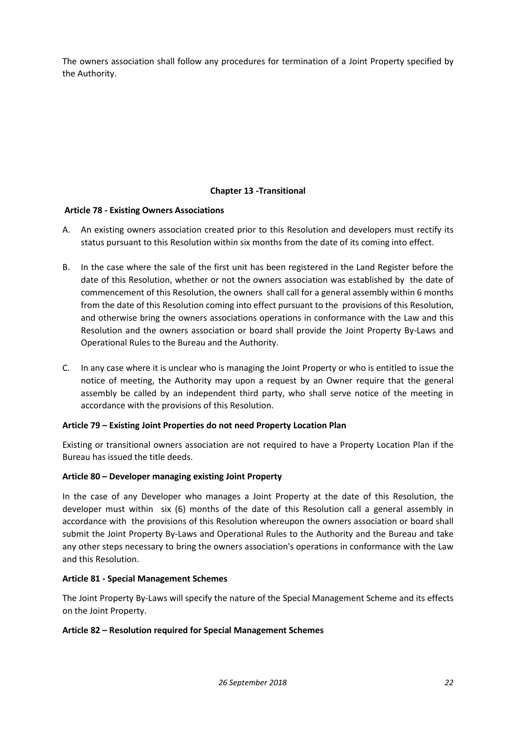The owners association shall follow any procedures for termination of a Joint Property specified by the Authority.

## Chapter 13 -Transitional

### Article 78 - Existing Owners Associations

A. An existing owners association created prior to this Resolution and developers must rectify its status pursuant to this Resolution within six months from the date of its coming into effect.

B. In the case where the sale of the first unit has been registered in the Land Register before the date of this Resolution, whether or not the owners association was established by the date of commencement of this Resolution, the owners shall call for a general assembly within 6 months from the date of this Resolution coming into effect pursuant to the provisions of this Resolution, and otherwise bring the owners associations operations in conformance with the Law and this Resolution and the owners association or board shall provide the Joint Property By-Laws and Operational Rules to the Bureau and the Authority.

C. In any case where it is unclear who is managing the Joint Property or who is entitled to issue the notice of meeting, the Authority may upon a request by an Owner require that the general assembly be called by an independent third party, who shall serve notice of the meeting in accordance with the provisions of this Resolution.

### Article 79 – Existing Joint Properties do not need Property Location Plan

Existing or transitional owners association are not required to have a Property Location Plan if the Bureau has issued the title deeds.

### Article 80 – Developer managing existing Joint Property

In the case of any Developer who manages a Joint Property at the date of this Resolution, the developer must within six (6) months of the date of this Resolution call a general assembly in accordance with the provisions of this Resolution whereupon the owners association or board shall submit the Joint Property By-Laws and Operational Rules to the Authority and the Bureau and take any other steps necessary to bring the owners association's operations in conformance with the Law and this Resolution.

### Article 81 - Special Management Schemes

The Joint Property By-Laws will specify the nature of the Special Management Scheme and its effects on the Joint Property.

### Article 82 – Resolution required for Special Management Schemes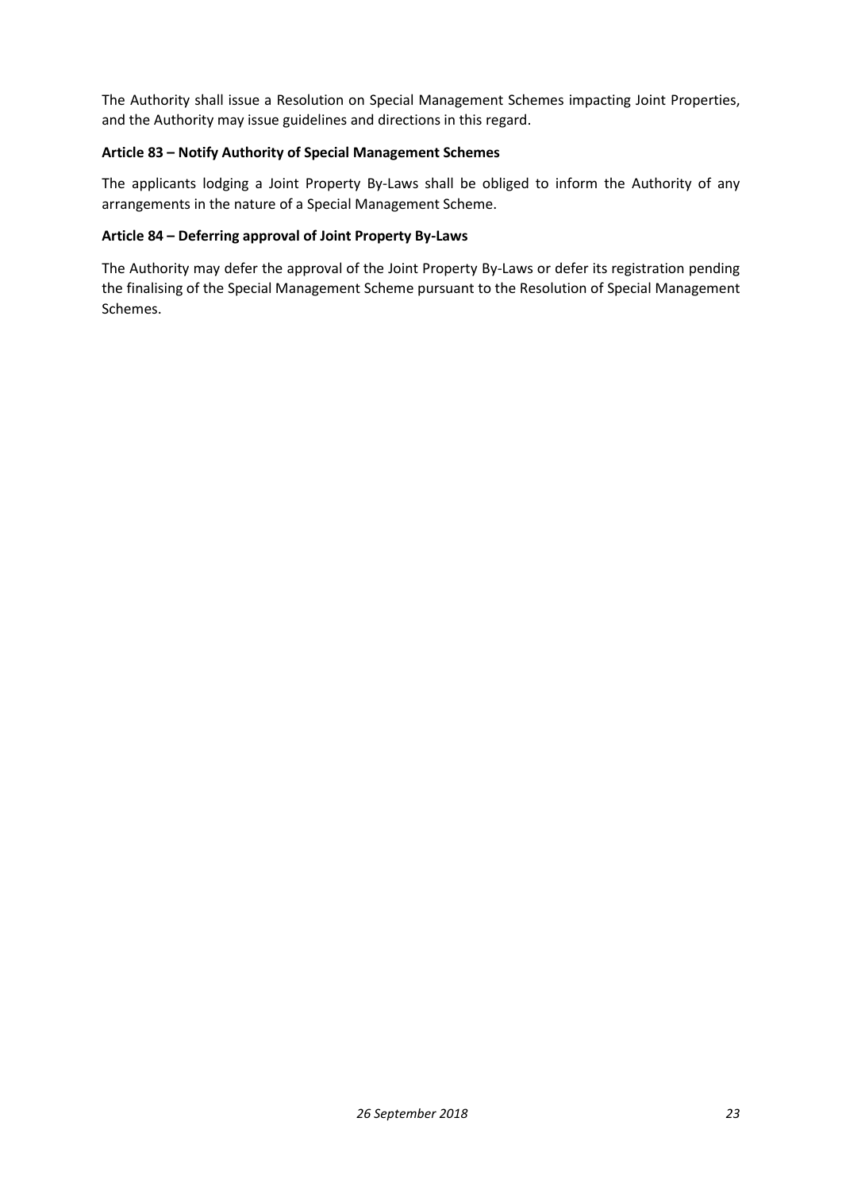The Authority shall issue a Resolution on Special Management Schemes impacting Joint Properties, and the Authority may issue guidelines and directions in this regard.

**Article 83 – Notify Authority of Special Management Schemes**

The applicants lodging a Joint Property By-Laws shall be obliged to inform the Authority of any arrangements in the nature of a Special Management Scheme.

**Article 84 – Deferring approval of Joint Property By-Laws**

The Authority may defer the approval of the Joint Property By-Laws or defer its registration pending the finalising of the Special Management Scheme pursuant to the Resolution of Special Management Schemes.